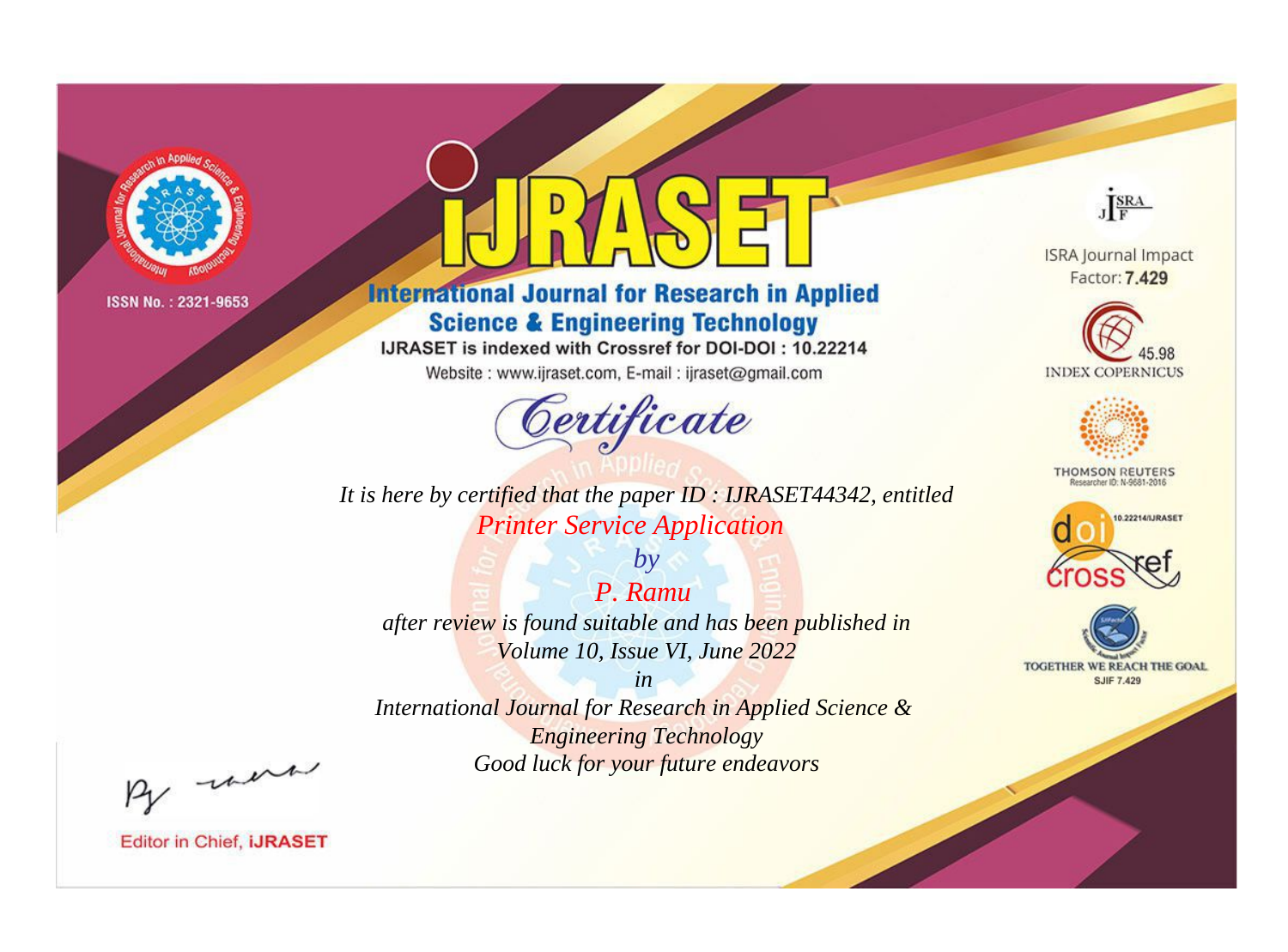ISSN No. : 2321-9653

# iJRASET

## International Journal for Research in Applied Science & Engineering Technology

IJRASET is indexed with Crossref for DOI-DOI : 10.22214

Website : www.ijraset.com, E-mail : ijraset@gmail.com

ISRA Journal Impact Factor: **7.429**

45.98 INDEX COPERNICUS

THOMSON REUTERS Researcher ID: N-9681-2016

10.22214/IJRASET

TOGETHER WE REACH THE GOAL SJIF 7.429

## Certificate

*It is here by certified that the paper ID : IJRASET44342, entitled*

*Printer Service Application*

*by*

*P. Ramu*

*after review is found suitable and has been published in*

*Volume 10, Issue VI, June 2022*

*in*

*International Journal for Research in Applied Science & Engineering Technology*

*Good luck for your future endeavors*

Editor in Chief, iJRASET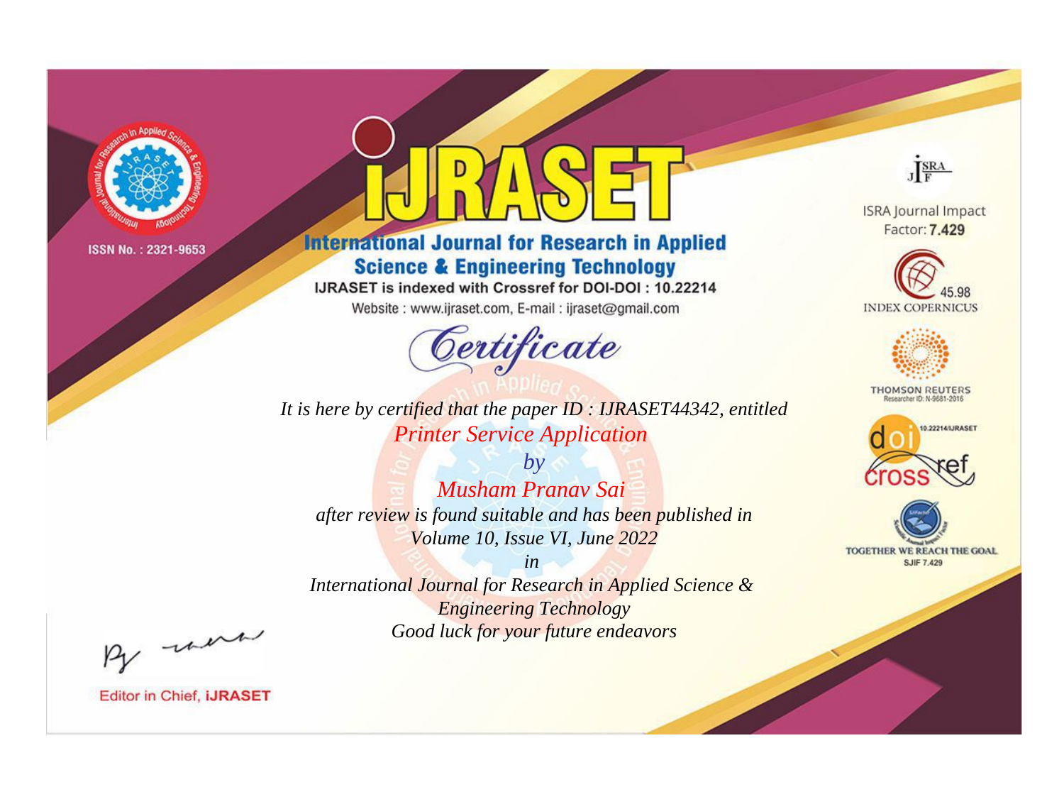ISSN No. : 2321-9653

# iJRASET

## International Journal for Research in Applied Science & Engineering Technology

IJRASET is indexed with Crossref for DOI-DOI : 10.22214

Website : www.ijraset.com, E-mail : ijraset@gmail.com

*Certificate*

*It is here by certified that the paper ID : IJRASET44342, entitled*

*Printer Service Application*

*by*

*Musham Pranav Sai*

*after review is found suitable and has been published in*

*Volume 10, Issue VI, June 2022*

*in*

*International Journal for Research in Applied Science & Engineering Technology*

*Good luck for your future endeavors*

ISRA Journal Impact Factor: **7.429**

45.98 INDEX COPERNICUS

THOMSON REUTERS Researcher ID: N-9681-2016

10.22214/IJRASET

TOGETHER WE REACH THE GOAL SJIF 7.429

Editor in Chief, **iJRASET**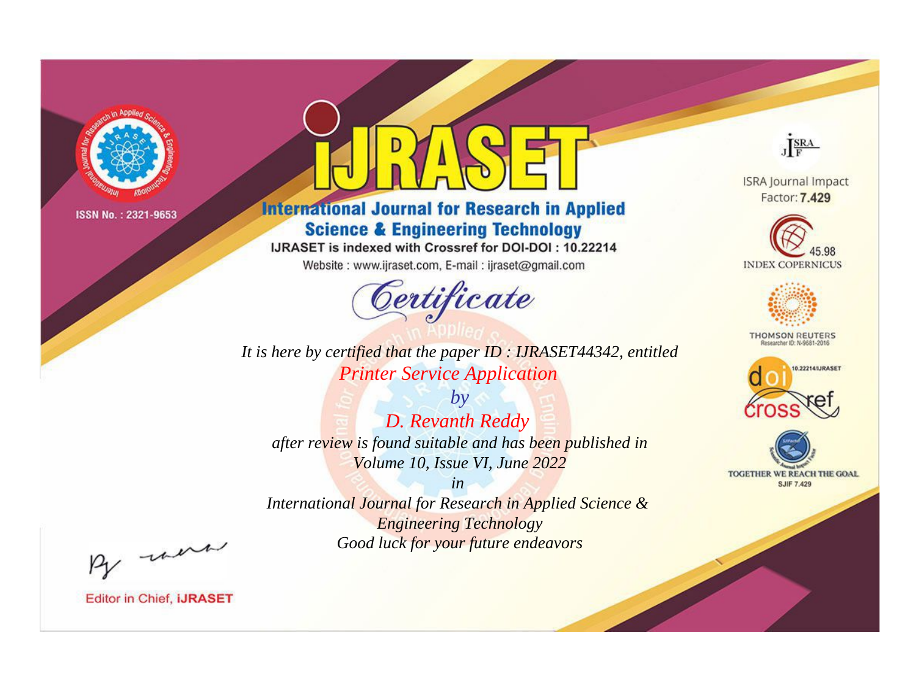ISSN No. : 2321-9653

# iJRASET

## International Journal for Research in Applied Science & Engineering Technology

IJRASET is indexed with Crossref for DOI-DOI : 10.22214

Website : www.ijraset.com, E-mail : ijraset@gmail.com

ISRA Journal Impact Factor: **7.429**

45.98 INDEX COPERNICUS

THOMSON REUTERS Researcher ID: N-9681-2016

10.22214/IJRASET

TOGETHER WE REACH THE GOAL SJIF 7.429

*Certificate*

*It is here by certified that the paper ID : IJRASET44342, entitled*

*Printer Service Application*

*by*

*D. Revanth Reddy*

*after review is found suitable and has been published in*

*Volume 10, Issue VI, June 2022*

*in*

*International Journal for Research in Applied Science & Engineering Technology*

*Good luck for your future endeavors*

Editor in Chief, **iJRASET**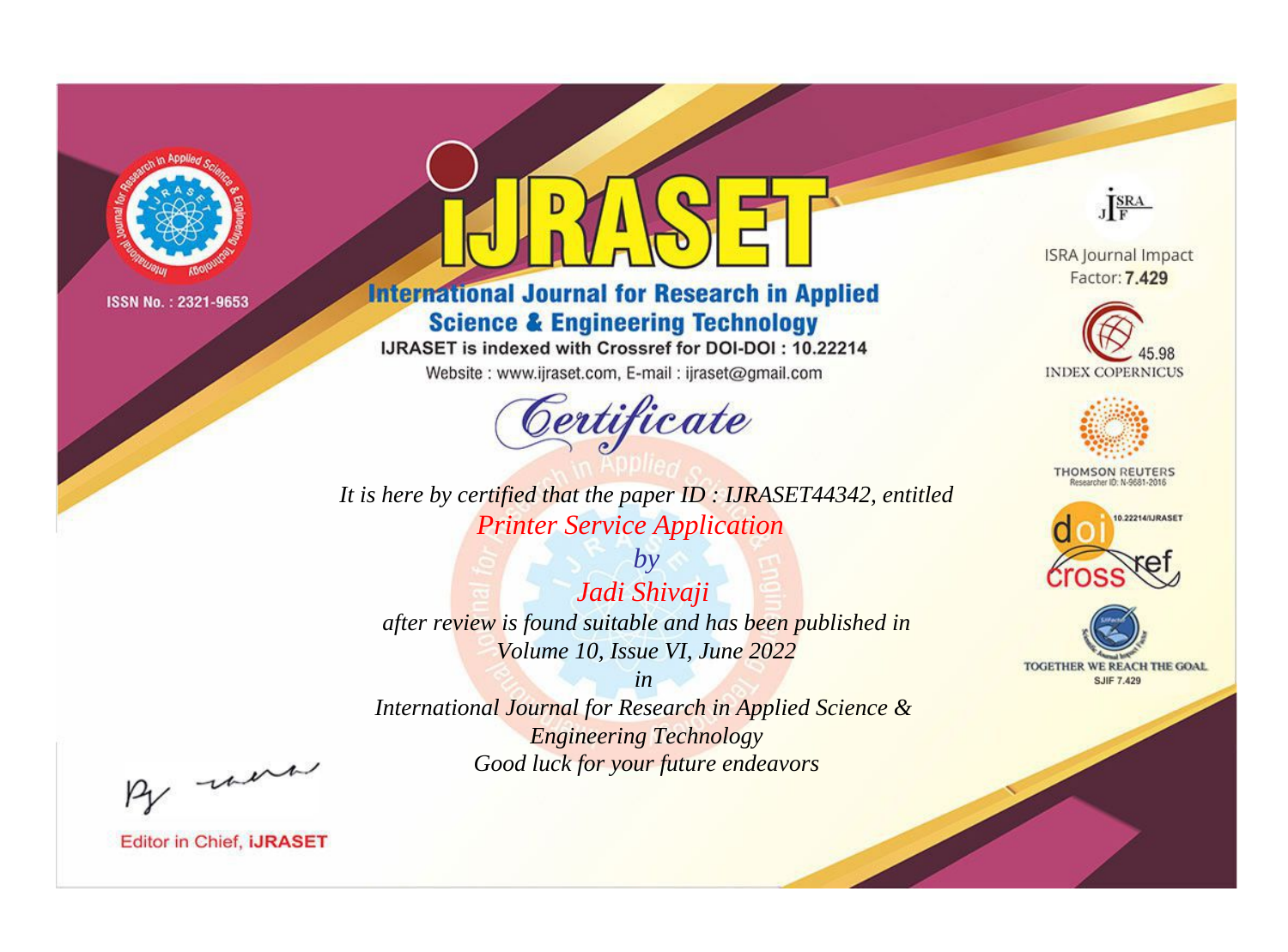ISSN No. : 2321-9653

# IJRASET

## International Journal for Research in Applied Science & Engineering Technology

IJRASET is indexed with Crossref for DOI-DOI : 10.22214

Website : www.ijraset.com, E-mail : ijraset@gmail.com

*Certificate*

*It is here by certified that the paper ID : IJRASET44342, entitled*

*Printer Service Application*

*by*

*Jadi Shivaji*

*after review is found suitable and has been published in*

*Volume 10, Issue VI, June 2022*

*in*

*International Journal for Research in Applied Science & Engineering Technology*

*Good luck for your future endeavors*

ISRA Journal Impact Factor: **7.429**

45.98 INDEX COPERNICUS

THOMSON REUTERS Researcher ID: N-9681-2016

10.22214/IJRASET

TOGETHER WE REACH THE GOAL SJIF 7.429

Editor in Chief, **iJRASET**